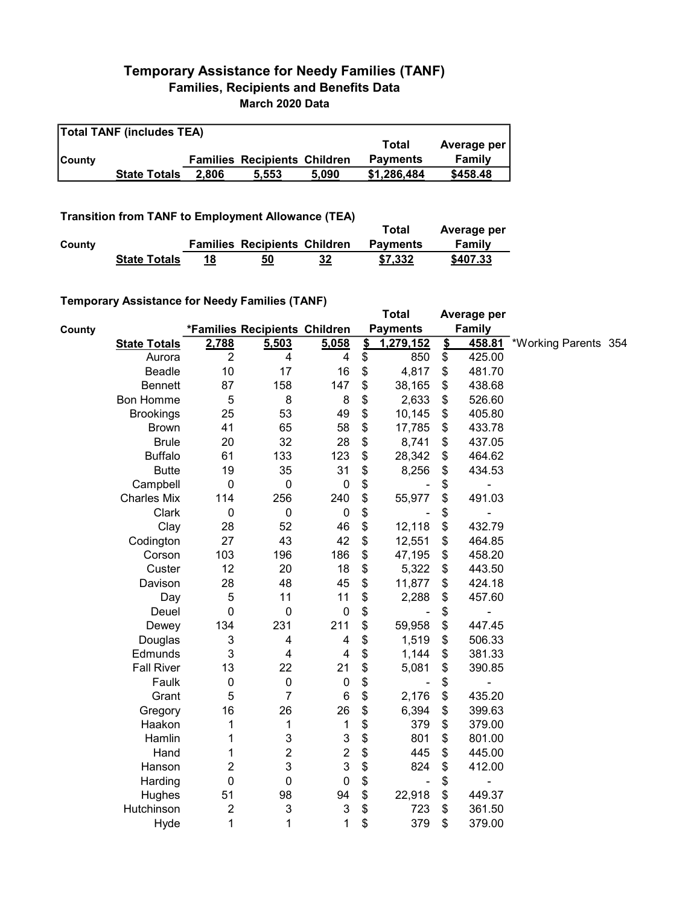# Temporary Assistance for Needy Families (TANF)

## Families, Recipients and Benefits Data

### March 2020 Data

**Total TANF (includes TEA)**

| County | | Families | Recipients | Children | Total Payments | Average per Family |
|---|---|---|---|---|---|---|
| | **State Totals** | **2,806** | **5,553** | **5,090** | **$1,286,484** | **$458.48** |

**Transition from TANF to Employment Allowance (TEA)**

| County | | Families | Recipients | Children | Total Payments | Average per Family |
|---|---|---|---|---|---|---|
| | **State Totals** | **18** | **50** | **32** | **$7,332** | **$407.33** |

**Temporary Assistance for Needy Families (TANF)**

| County | | *Families | Recipients | Children | Total Payments | Average per Family | |
|---|---|---|---|---|---|---|---|
| | **State Totals** | **2,788** | **5,503** | **5,058** | **$ 1,279,152** | **$ 458.81** | *Working Parents 354 |
| | Aurora | 2 | 4 | 4 | $ 850 | $ 425.00 | |
| | Beadle | 10 | 17 | 16 | $ 4,817 | $ 481.70 | |
| | Bennett | 87 | 158 | 147 | $ 38,165 | $ 438.68 | |
| | Bon Homme | 5 | 8 | 8 | $ 2,633 | $ 526.60 | |
| | Brookings | 25 | 53 | 49 | $ 10,145 | $ 405.80 | |
| | Brown | 41 | 65 | 58 | $ 17,785 | $ 433.78 | |
| | Brule | 20 | 32 | 28 | $ 8,741 | $ 437.05 | |
| | Buffalo | 61 | 133 | 123 | $ 28,342 | $ 464.62 | |
| | Butte | 19 | 35 | 31 | $ 8,256 | $ 434.53 | |
| | Campbell | 0 | 0 | 0 | $ - | $ - | |
| | Charles Mix | 114 | 256 | 240 | $ 55,977 | $ 491.03 | |
| | Clark | 0 | 0 | 0 | $ - | $ - | |
| | Clay | 28 | 52 | 46 | $ 12,118 | $ 432.79 | |
| | Codington | 27 | 43 | 42 | $ 12,551 | $ 464.85 | |
| | Corson | 103 | 196 | 186 | $ 47,195 | $ 458.20 | |
| | Custer | 12 | 20 | 18 | $ 5,322 | $ 443.50 | |
| | Davison | 28 | 48 | 45 | $ 11,877 | $ 424.18 | |
| | Day | 5 | 11 | 11 | $ 2,288 | $ 457.60 | |
| | Deuel | 0 | 0 | 0 | $ - | $ - | |
| | Dewey | 134 | 231 | 211 | $ 59,958 | $ 447.45 | |
| | Douglas | 3 | 4 | 4 | $ 1,519 | $ 506.33 | |
| | Edmunds | 3 | 4 | 4 | $ 1,144 | $ 381.33 | |
| | Fall River | 13 | 22 | 21 | $ 5,081 | $ 390.85 | |
| | Faulk | 0 | 0 | 0 | $ - | $ - | |
| | Grant | 5 | 7 | 6 | $ 2,176 | $ 435.20 | |
| | Gregory | 16 | 26 | 26 | $ 6,394 | $ 399.63 | |
| | Haakon | 1 | 1 | 1 | $ 379 | $ 379.00 | |
| | Hamlin | 1 | 3 | 3 | $ 801 | $ 801.00 | |
| | Hand | 1 | 2 | 2 | $ 445 | $ 445.00 | |
| | Hanson | 2 | 3 | 3 | $ 824 | $ 412.00 | |
| | Harding | 0 | 0 | 0 | $ - | $ - | |
| | Hughes | 51 | 98 | 94 | $ 22,918 | $ 449.37 | |
| | Hutchinson | 2 | 3 | 3 | $ 723 | $ 361.50 | |
| | Hyde | 1 | 1 | 1 | $ 379 | $ 379.00 | |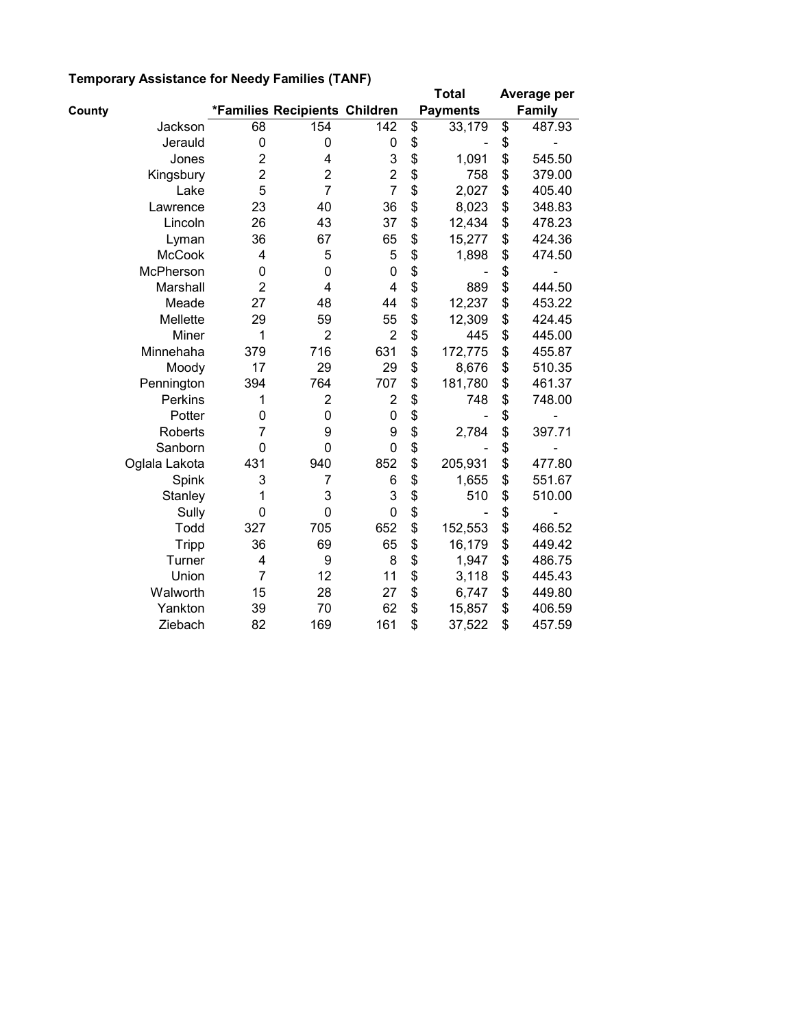**Temporary Assistance for Needy Families (TANF)**

| County | *Families | Recipients | Children | Total Payments | Average per Family |
|---|---|---|---|---|---|
| Jackson | 68 | 154 | 142 | $ 33,179 | $ 487.93 |
| Jerauld | 0 | 0 | 0 | $ - | $ - |
| Jones | 2 | 4 | 3 | $ 1,091 | $ 545.50 |
| Kingsbury | 2 | 2 | 2 | $ 758 | $ 379.00 |
| Lake | 5 | 7 | 7 | $ 2,027 | $ 405.40 |
| Lawrence | 23 | 40 | 36 | $ 8,023 | $ 348.83 |
| Lincoln | 26 | 43 | 37 | $ 12,434 | $ 478.23 |
| Lyman | 36 | 67 | 65 | $ 15,277 | $ 424.36 |
| McCook | 4 | 5 | 5 | $ 1,898 | $ 474.50 |
| McPherson | 0 | 0 | 0 | $ - | $ - |
| Marshall | 2 | 4 | 4 | $ 889 | $ 444.50 |
| Meade | 27 | 48 | 44 | $ 12,237 | $ 453.22 |
| Mellette | 29 | 59 | 55 | $ 12,309 | $ 424.45 |
| Miner | 1 | 2 | 2 | $ 445 | $ 445.00 |
| Minnehaha | 379 | 716 | 631 | $ 172,775 | $ 455.87 |
| Moody | 17 | 29 | 29 | $ 8,676 | $ 510.35 |
| Pennington | 394 | 764 | 707 | $ 181,780 | $ 461.37 |
| Perkins | 1 | 2 | 2 | $ 748 | $ 748.00 |
| Potter | 0 | 0 | 0 | $ - | $ - |
| Roberts | 7 | 9 | 9 | $ 2,784 | $ 397.71 |
| Sanborn | 0 | 0 | 0 | $ - | $ - |
| Oglala Lakota | 431 | 940 | 852 | $ 205,931 | $ 477.80 |
| Spink | 3 | 7 | 6 | $ 1,655 | $ 551.67 |
| Stanley | 1 | 3 | 3 | $ 510 | $ 510.00 |
| Sully | 0 | 0 | 0 | $ - | $ - |
| Todd | 327 | 705 | 652 | $ 152,553 | $ 466.52 |
| Tripp | 36 | 69 | 65 | $ 16,179 | $ 449.42 |
| Turner | 4 | 9 | 8 | $ 1,947 | $ 486.75 |
| Union | 7 | 12 | 11 | $ 3,118 | $ 445.43 |
| Walworth | 15 | 28 | 27 | $ 6,747 | $ 449.80 |
| Yankton | 39 | 70 | 62 | $ 15,857 | $ 406.59 |
| Ziebach | 82 | 169 | 161 | $ 37,522 | $ 457.59 |